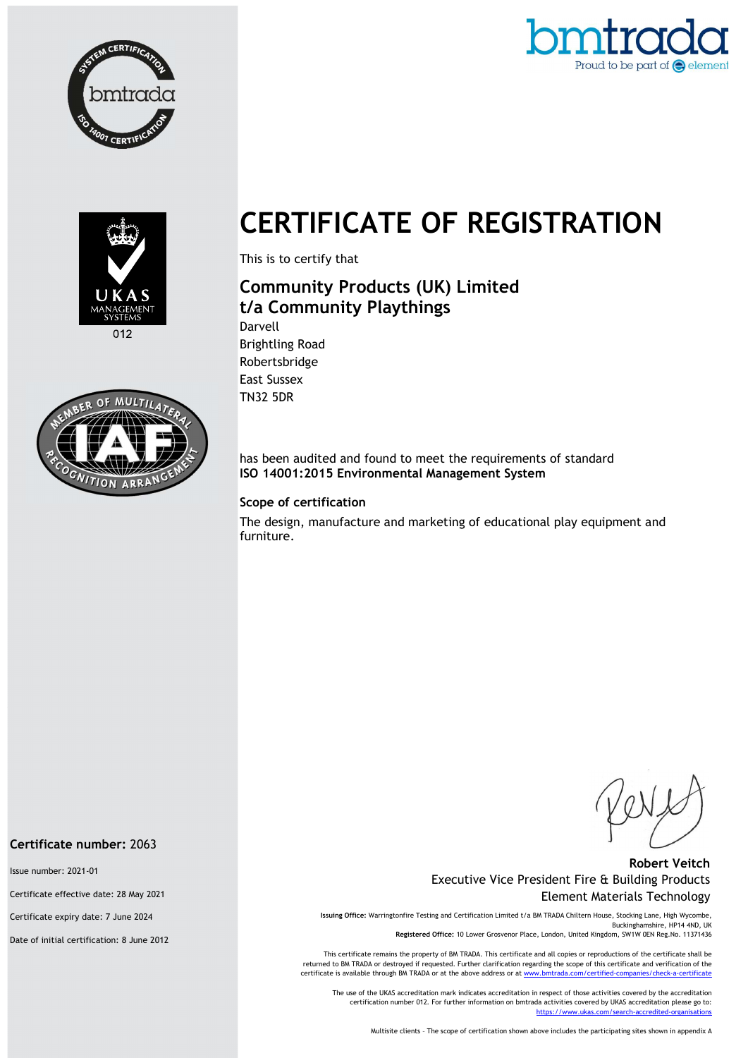# CERTIFICATE OF REGISTRATION

This is to certify that

## Community Products (UK) Limited
## t/a Community Playthings

Darvell
Brightling Road
Robertsbridge
East Sussex
TN32 5DR

has been audited and found to meet the requirements of standard
**ISO 14001:2015 Environmental Management System**

### Scope of certification

The design, manufacture and marketing of educational play equipment and furniture.

**Certificate number:** 2063

Issue number: 2021-01

Certificate effective date: 28 May 2021

Certificate expiry date: 7 June 2024

Date of initial certification: 8 June 2012

**Robert Veitch**
Executive Vice President Fire & Building Products
Element Materials Technology

**Issuing Office:** Warringtonfire Testing and Certification Limited t/a BM TRADA Chiltern House, Stocking Lane, High Wycombe, Buckinghamshire, HP14 4ND, UK
**Registered Office:** 10 Lower Grosvenor Place, London, United Kingdom, SW1W 0EN Reg.No. 11371436

This certificate remains the property of BM TRADA. This certificate and all copies or reproductions of the certificate shall be returned to BM TRADA or destroyed if requested. Further clarification regarding the scope of this certificate and verification of the certificate is available through BM TRADA or at the above address or at www.bmtrada.com/certified-companies/check-a-certificate

The use of the UKAS accreditation mark indicates accreditation in respect of those activities covered by the accreditation certification number 012. For further information on bmtrada activities covered by UKAS accreditation please go to: https://www.ukas.com/search-accredited-organisations

Multisite clients – The scope of certification shown above includes the participating sites shown in appendix A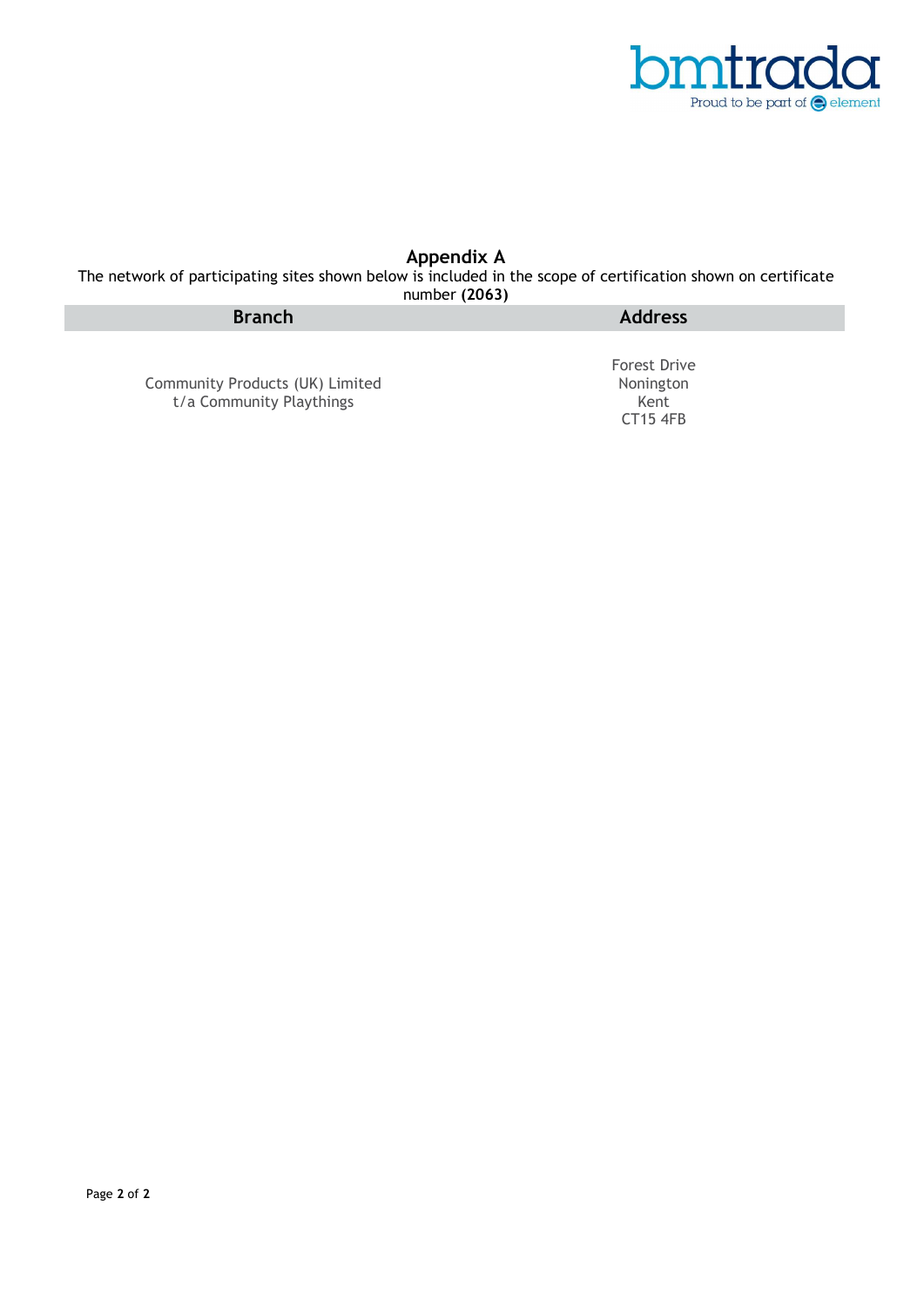# Appendix A

The network of participating sites shown below is included in the scope of certification shown on certificate number **(2063)**

| Branch | Address |
| --- | --- |
| Community Products (UK) Limited<br>t/a Community Playthings | Forest Drive<br>Nonington<br>Kent<br>CT15 4FB |